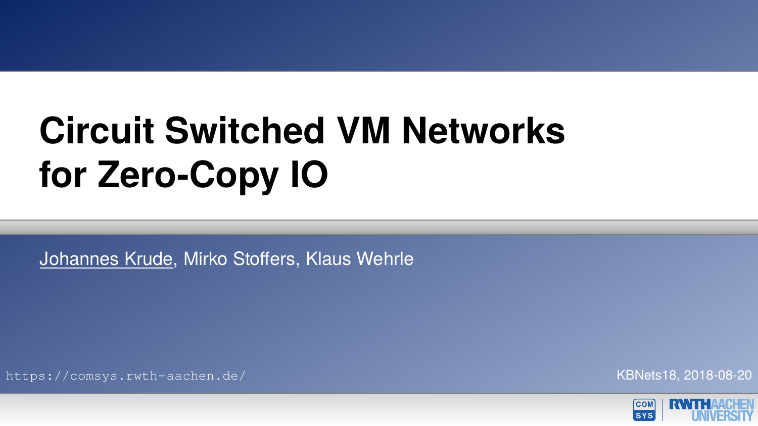# Circuit Switched VM Networks for Zero-Copy IO

Johannes Krude, Mirko Stoffers, Klaus Wehrle

https://comsys.rwth-aachen.de/

KBNets18, 2018-08-20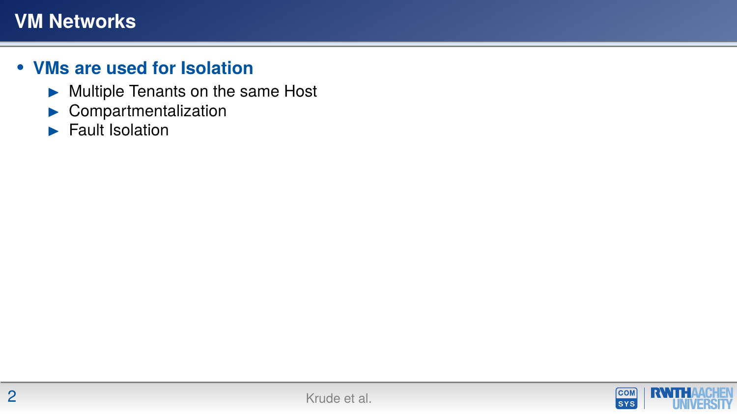# VM Networks

- **VMs are used for Isolation**
  - Multiple Tenants on the same Host
  - Compartmentalization
  - Fault Isolation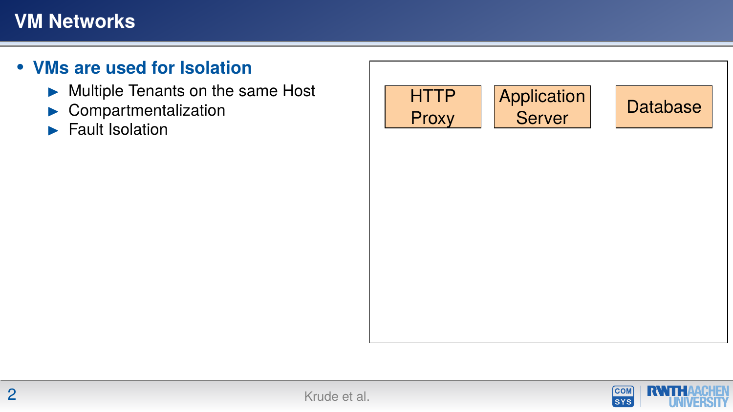# VM Networks

- **VMs are used for Isolation**
  - Multiple Tenants on the same Host
  - Compartmentalization
  - Fault Isolation

HTTP Proxy | Application Server | Database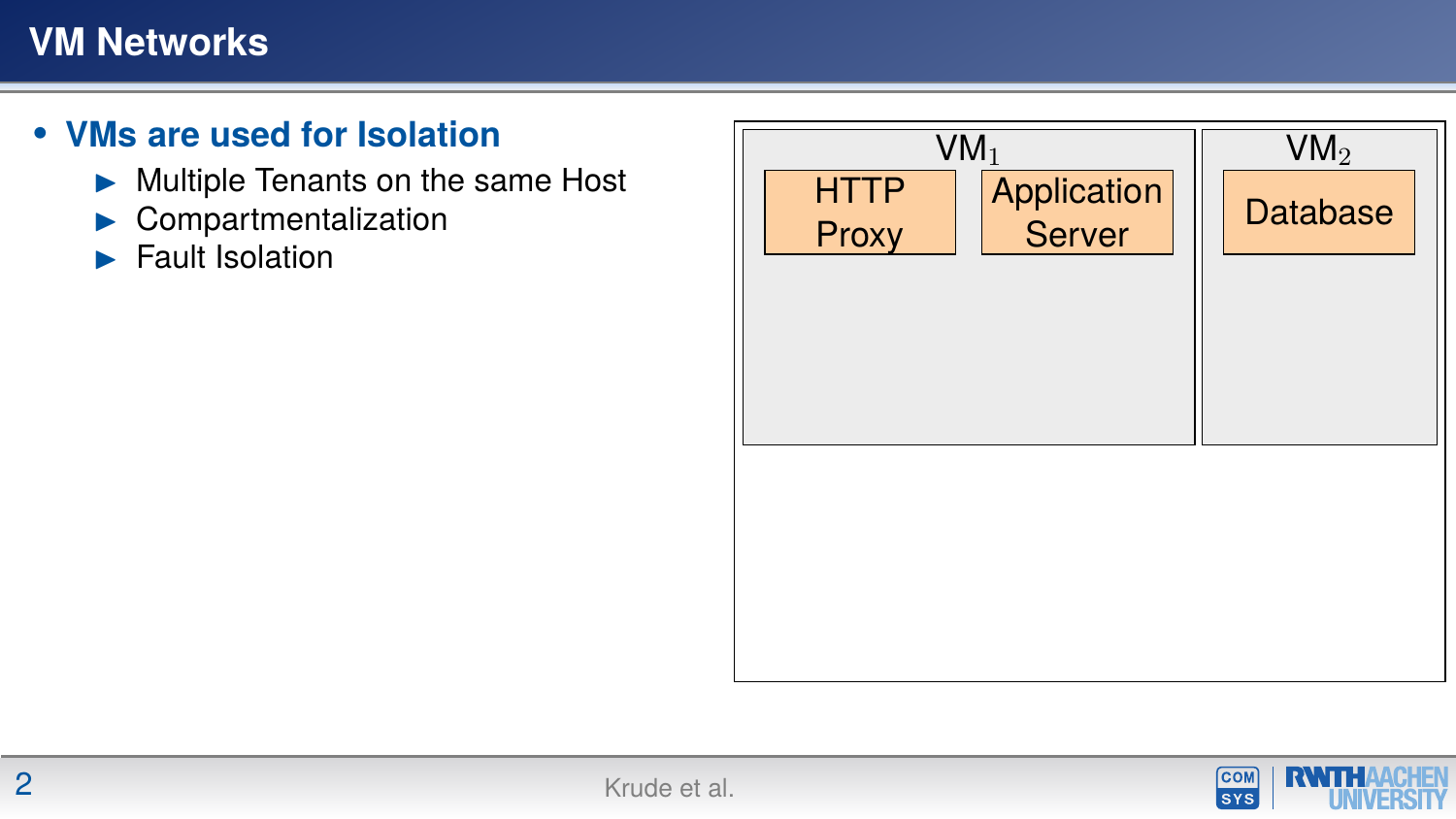# VM Networks

- **VMs are used for Isolation**
  - Multiple Tenants on the same Host
  - Compartmentalization
  - Fault Isolation

$VM_1$

HTTP Proxy

Application Server

$VM_2$

Database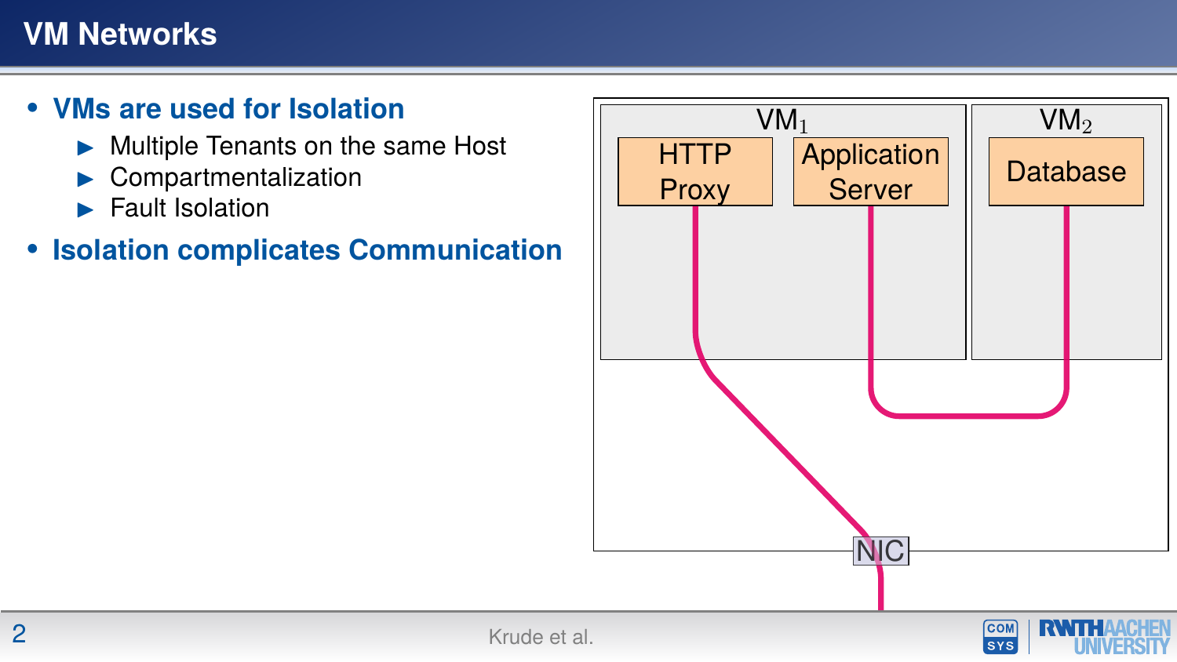# VM Networks

- **VMs are used for Isolation**
  - Multiple Tenants on the same Host
  - Compartmentalization
  - Fault Isolation
- **Isolation complicates Communication**

$VM_1$

HTTP Proxy

Application Server

$VM_2$

Database

NIC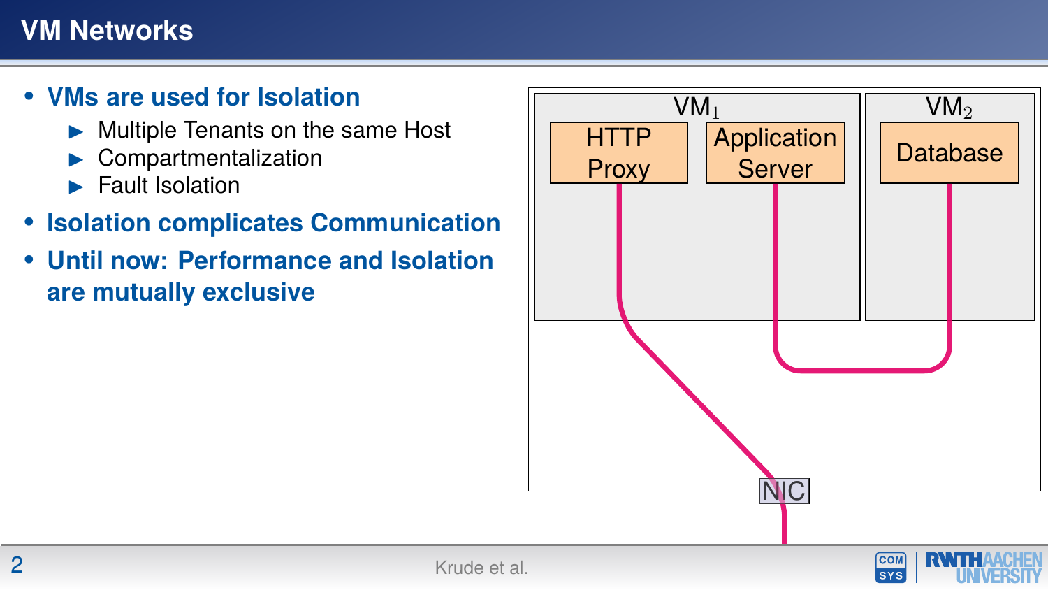# VM Networks

- **VMs are used for Isolation**
  - Multiple Tenants on the same Host
  - Compartmentalization
  - Fault Isolation
- **Isolation complicates Communication**
- **Until now: Performance and Isolation are mutually exclusive**

$VM_1$

HTTP Proxy

Application Server

$VM_2$

Database

NIC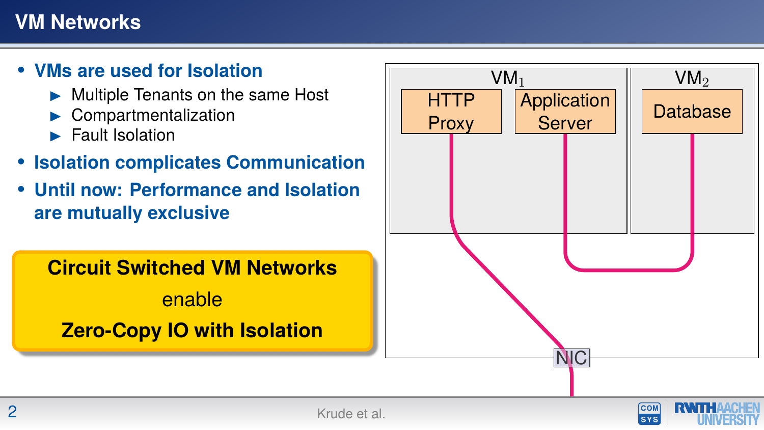# VM Networks

- **VMs are used for Isolation**
  - Multiple Tenants on the same Host
  - Compartmentalization
  - Fault Isolation
- **Isolation complicates Communication**
- **Until now: Performance and Isolation are mutually exclusive**

**Circuit Switched VM Networks**

enable

**Zero-Copy IO with Isolation**

$VM_1$

HTTP Proxy

Application Server

$VM_2$

Database

NIC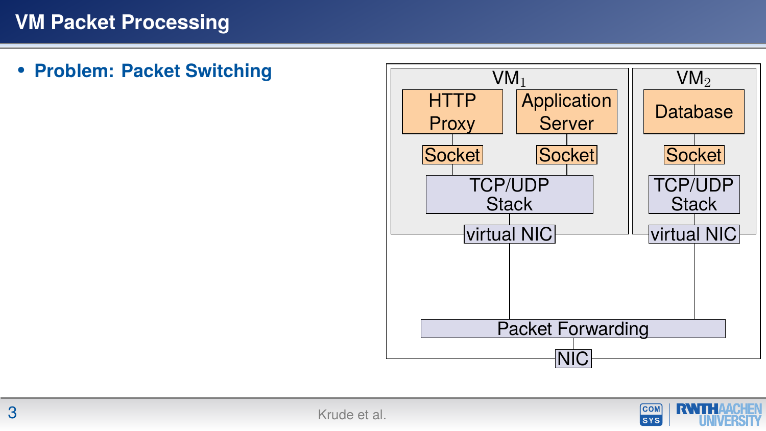# VM Packet Processing

- **Problem: Packet Switching**

$VM_1$

HTTP Proxy

Application Server

Socket

Socket

TCP/UDP Stack

virtual NIC

$VM_2$

Database

Socket

TCP/UDP Stack

virtual NIC

Packet Forwarding

NIC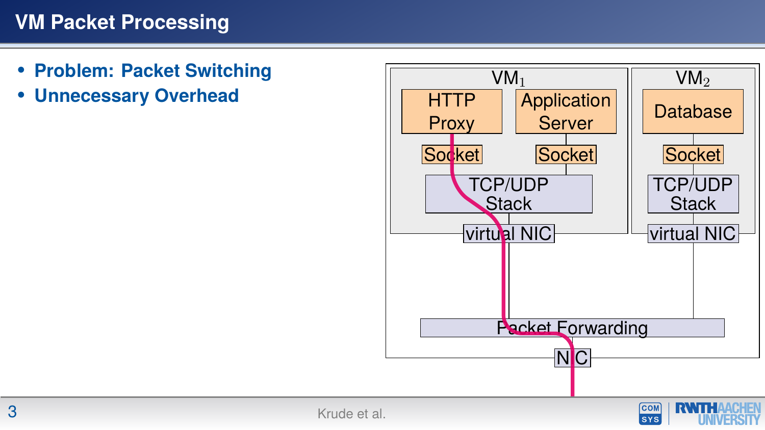# VM Packet Processing

- **Problem: Packet Switching**
- **Unnecessary Overhead**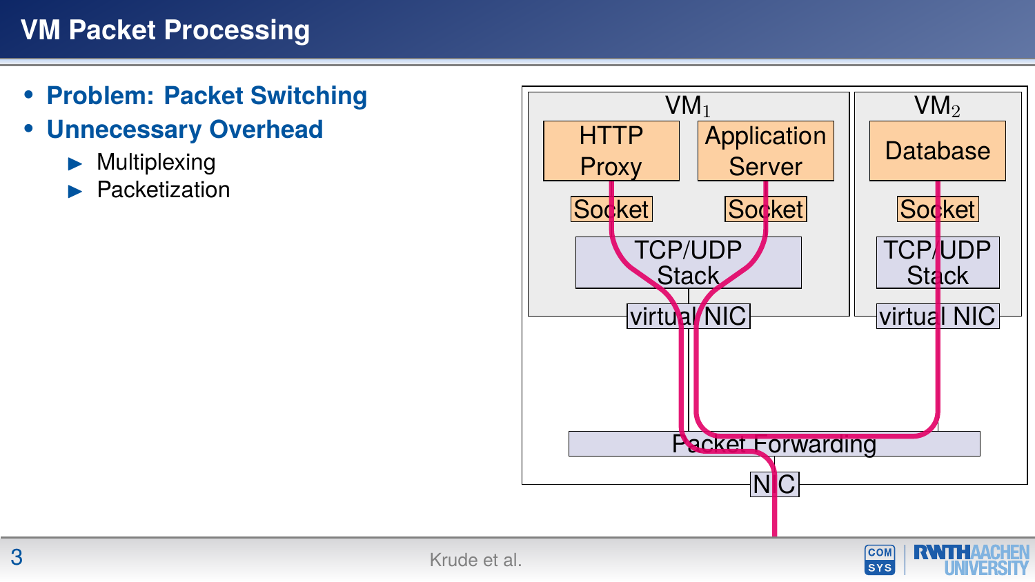# VM Packet Processing

- **Problem: Packet Switching**
- **Unnecessary Overhead**
  - Multiplexing
  - Packetization

VM$_1$

HTTP Proxy

Application Server

Socket

Socket

TCP/UDP Stack

virtual NIC

VM$_2$

Database

Socket

TCP/UDP Stack

virtual NIC

Packet Forwarding

NIC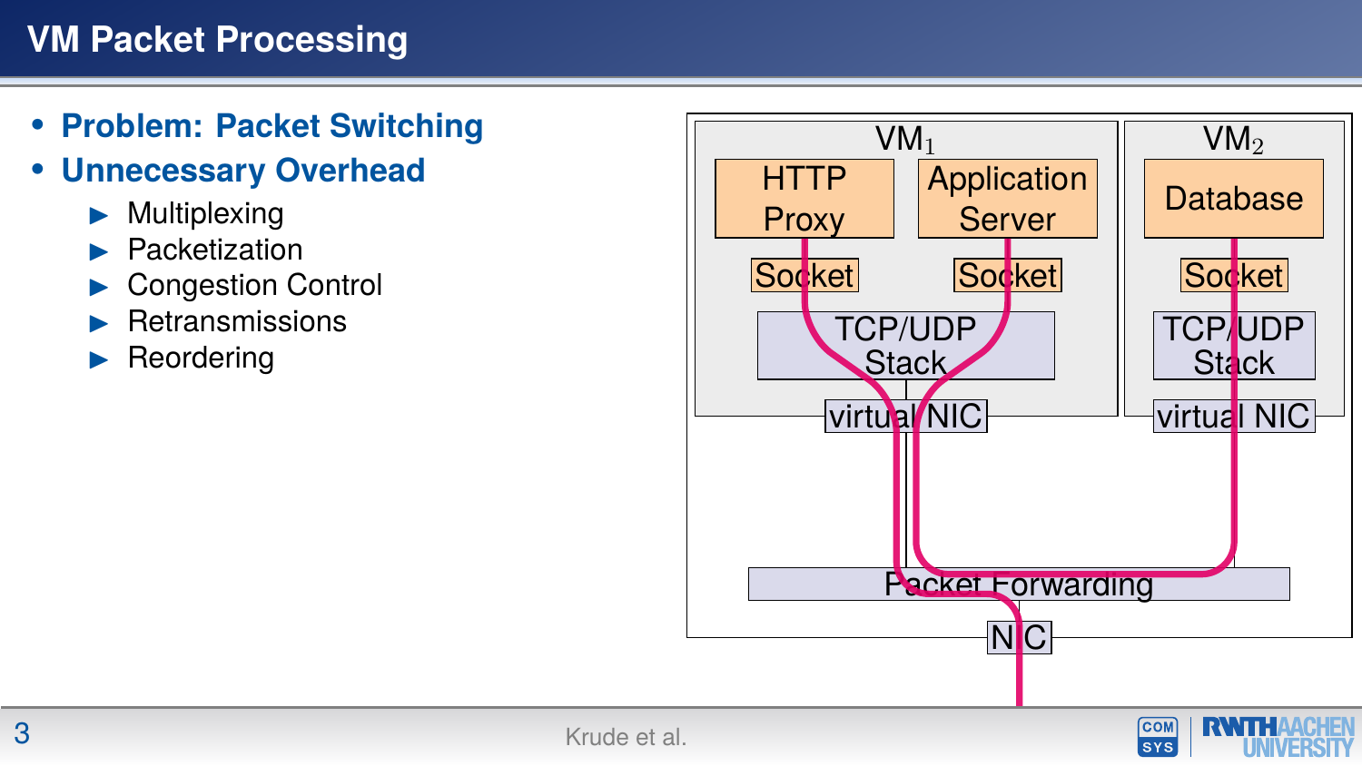# VM Packet Processing

- **Problem: Packet Switching**
- **Unnecessary Overhead**
  - Multiplexing
  - Packetization
  - Congestion Control
  - Retransmissions
  - Reordering

$VM_1$: HTTP Proxy, Application Server, Socket, Socket, TCP/UDP Stack, virtual NIC

$VM_2$: Database, Socket, TCP/UDP Stack, virtual NIC

Packet Forwarding

NIC

Krude et al.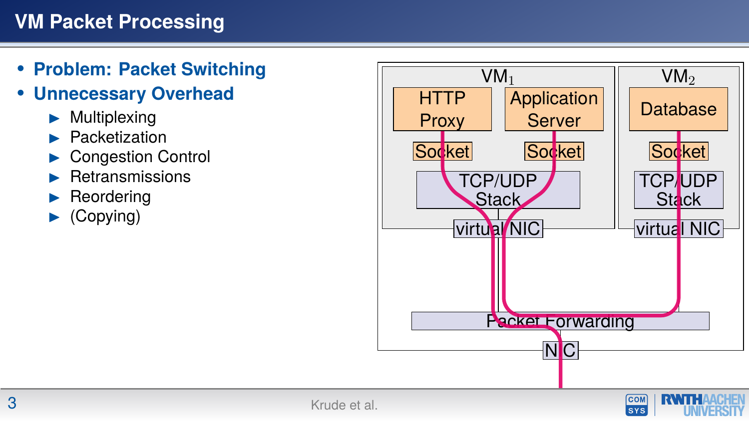# VM Packet Processing

- **Problem: Packet Switching**
- **Unnecessary Overhead**
  - Multiplexing
  - Packetization
  - Congestion Control
  - Retransmissions
  - Reordering
  - (Copying)

$VM_1$

HTTP Proxy

Application Server

Socket

Socket

TCP/UDP Stack

virtual NIC

$VM_2$

Database

Socket

TCP/UDP Stack

virtual NIC

Packet Forwarding

NIC

Krude et al.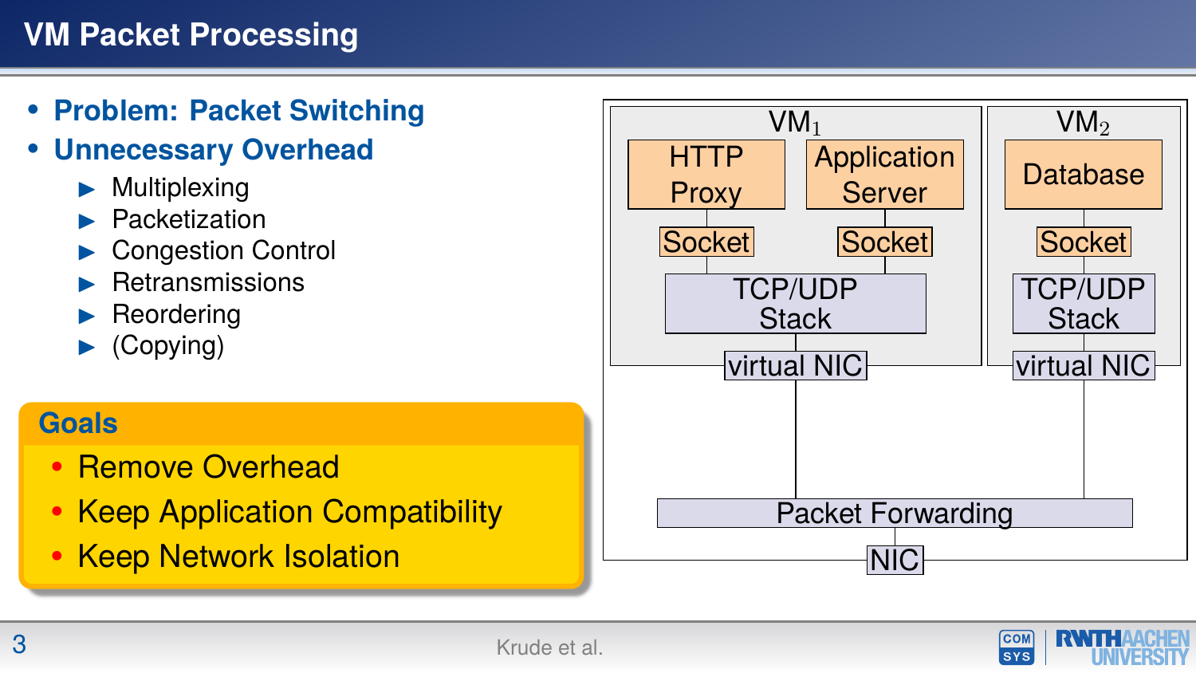# VM Packet Processing

- **Problem: Packet Switching**
- **Unnecessary Overhead**
  - Multiplexing
  - Packetization
  - Congestion Control
  - Retransmissions
  - Reordering
  - (Copying)

**Goals**

- Remove Overhead
- Keep Application Compatibility
- Keep Network Isolation

$VM_1$

HTTP Proxy

Application Server

Socket

Socket

TCP/UDP Stack

virtual NIC

$VM_2$

Database

Socket

TCP/UDP Stack

virtual NIC

Packet Forwarding

NIC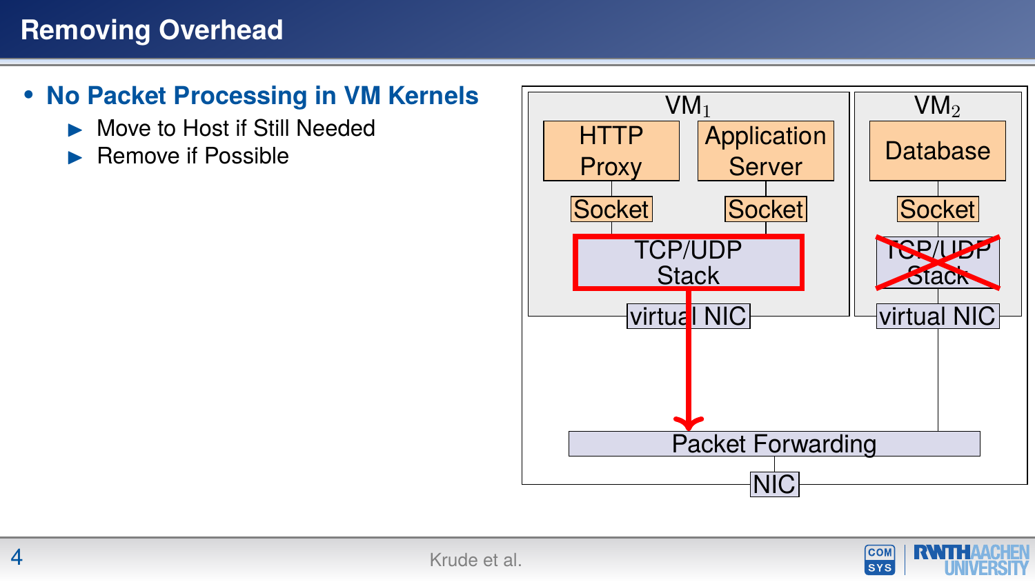# Removing Overhead

- **No Packet Processing in VM Kernels**
  - Move to Host if Still Needed
  - Remove if Possible

| $VM_1$ | | $VM_2$ |
|---|---|---|
| HTTP Proxy | Application Server | Database |
| Socket | Socket | Socket |
| TCP/UDP Stack | | ~~TCP/UDP Stack~~ |
| virtual NIC | | virtual NIC |

Packet Forwarding

NIC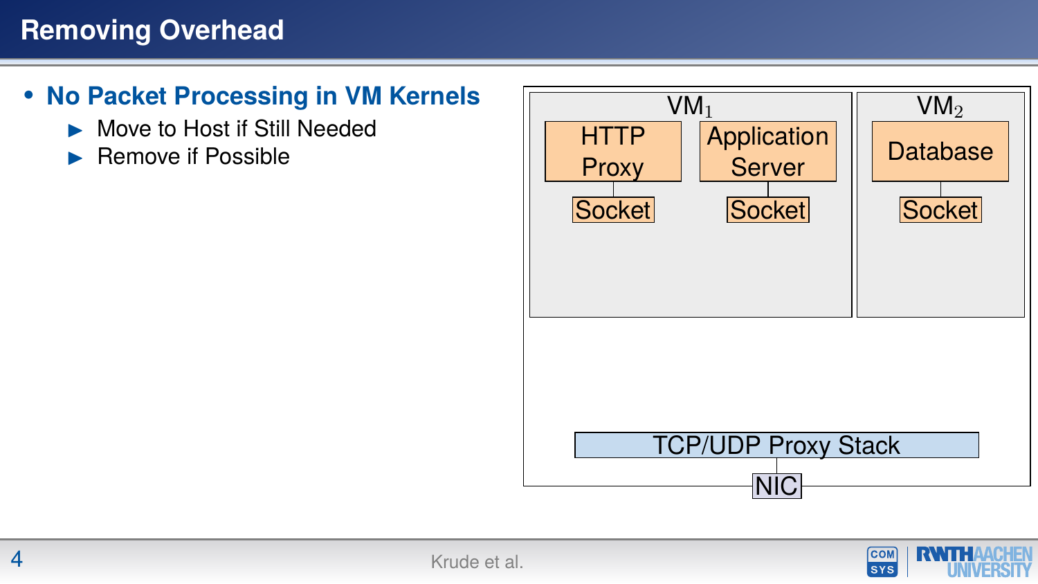# Removing Overhead

- **No Packet Processing in VM Kernels**
  - Move to Host if Still Needed
  - Remove if Possible

$VM_1$

HTTP Proxy — Socket

Application Server — Socket

$VM_2$

Database — Socket

TCP/UDP Proxy Stack

NIC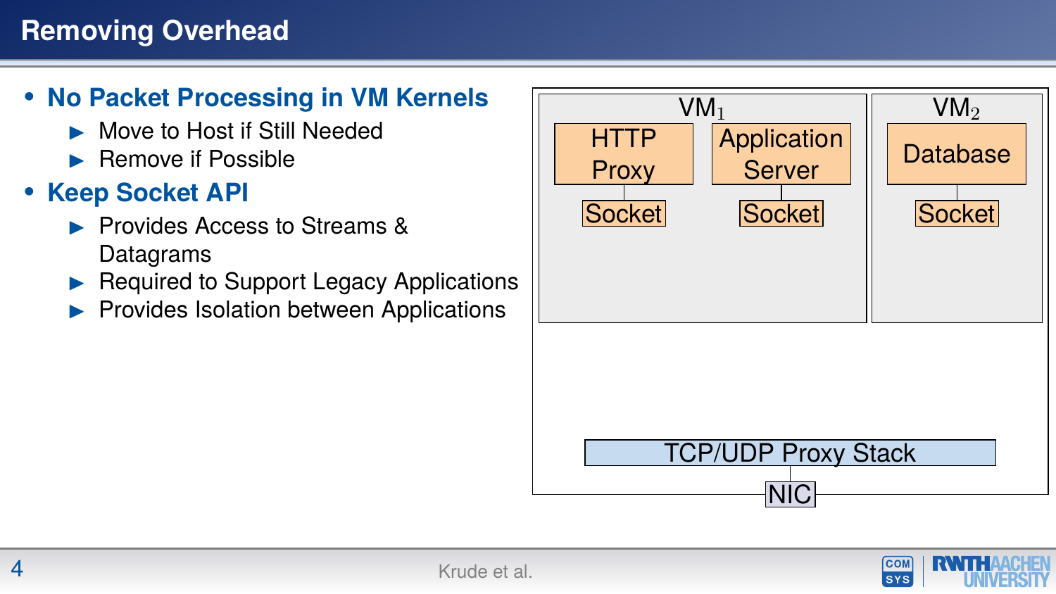# Removing Overhead

- **No Packet Processing in VM Kernels**
  - Move to Host if Still Needed
  - Remove if Possible
- **Keep Socket API**
  - Provides Access to Streams & Datagrams
  - Required to Support Legacy Applications
  - Provides Isolation between Applications

$VM_1$: HTTP Proxy — Socket; Application Server — Socket

$VM_2$: Database — Socket

TCP/UDP Proxy Stack

NIC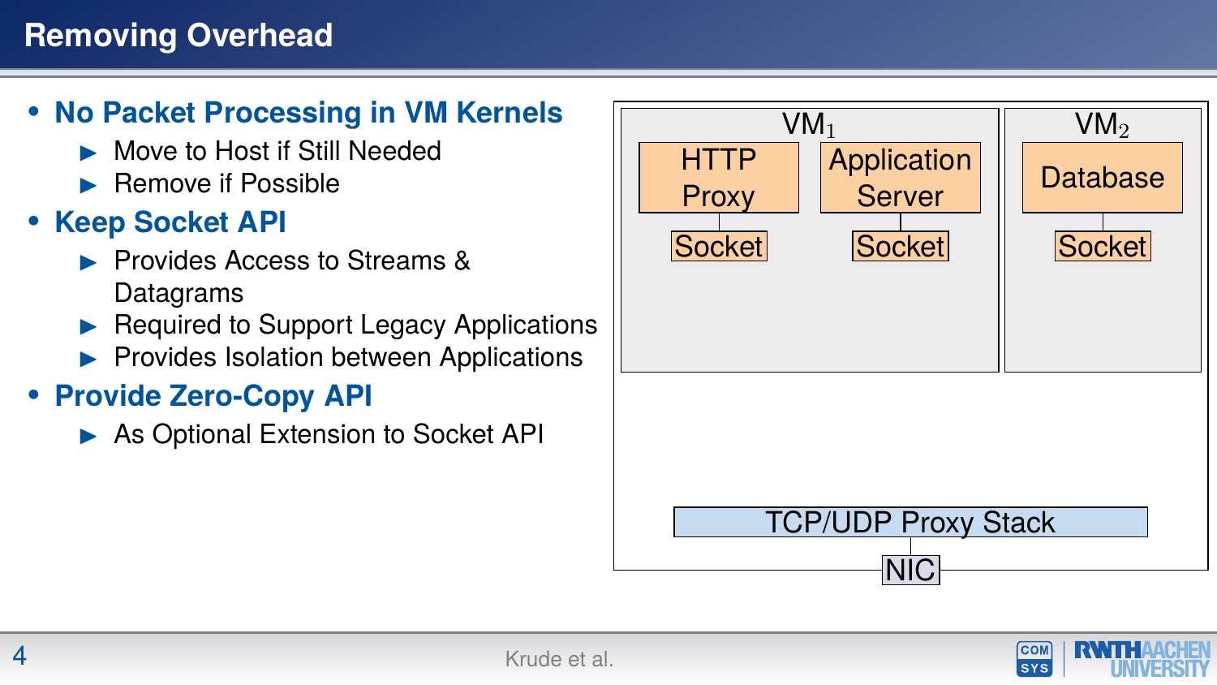# Removing Overhead

- **No Packet Processing in VM Kernels**
  - Move to Host if Still Needed
  - Remove if Possible
- **Keep Socket API**
  - Provides Access to Streams & Datagrams
  - Required to Support Legacy Applications
  - Provides Isolation between Applications
- **Provide Zero-Copy API**
  - As Optional Extension to Socket API

$VM_1$

HTTP Proxy — Socket

Application Server — Socket

$VM_2$

Database — Socket

TCP/UDP Proxy Stack

NIC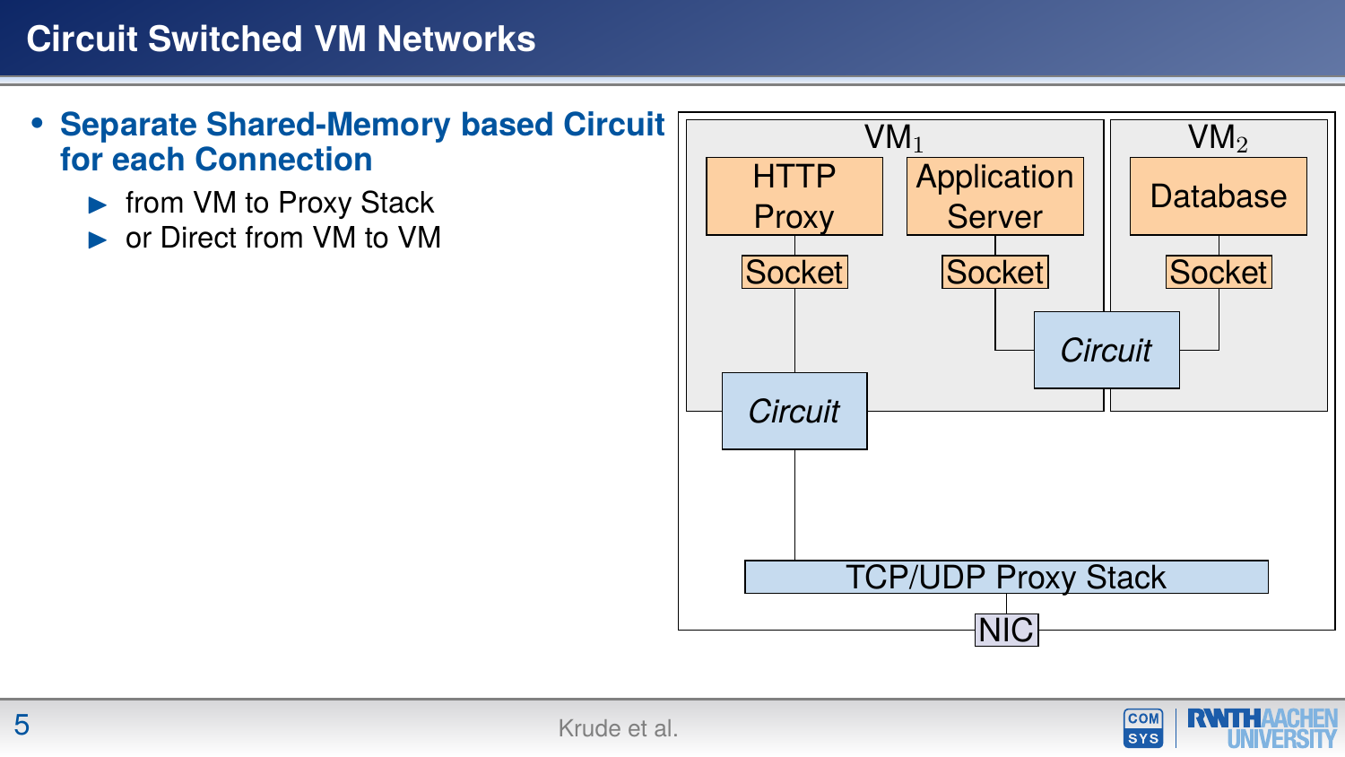# Circuit Switched VM Networks

- **Separate Shared-Memory based Circuit for each Connection**
  - from VM to Proxy Stack
  - or Direct from VM to VM

$VM_1$

HTTP Proxy

Application Server

Socket

Socket

$VM_2$

Database

Socket

*Circuit*

*Circuit*

TCP/UDP Proxy Stack

NIC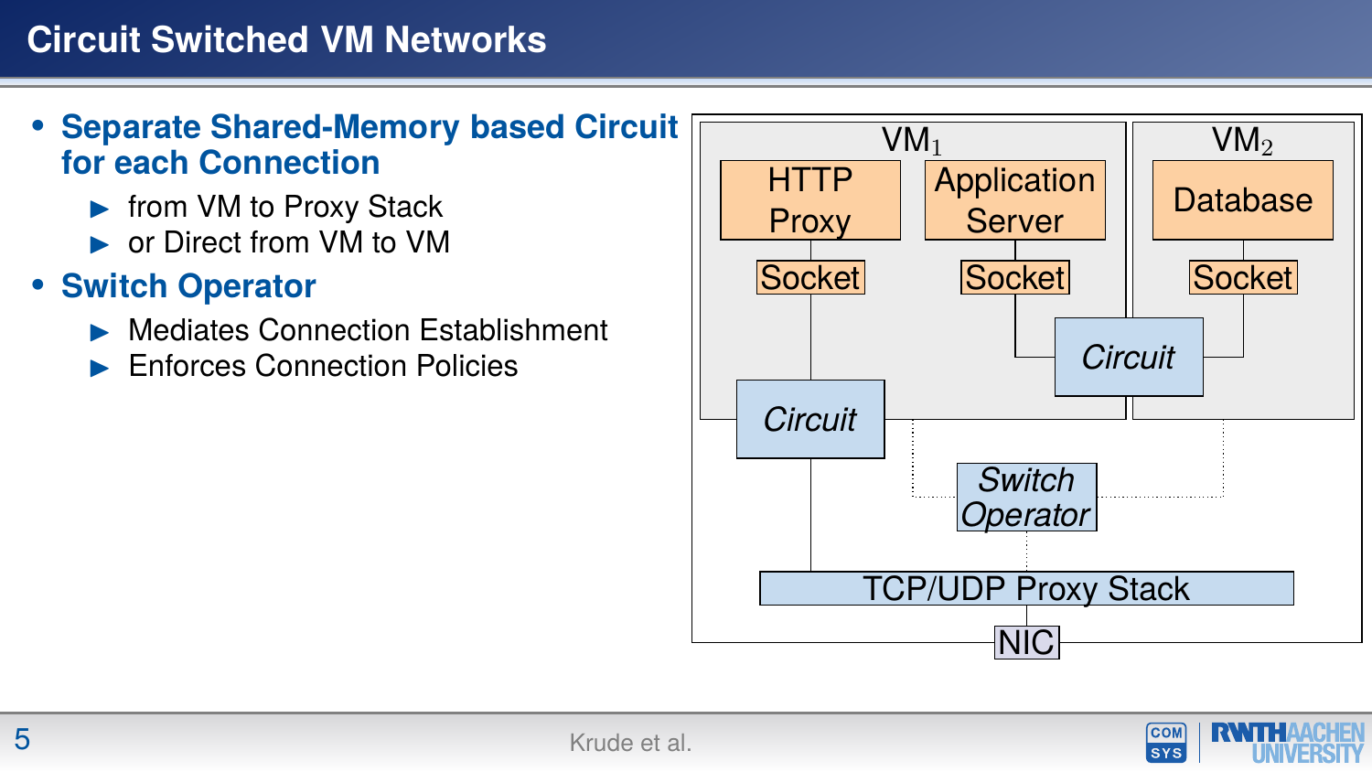# Circuit Switched VM Networks

- **Separate Shared-Memory based Circuit for each Connection**
  - from VM to Proxy Stack
  - or Direct from VM to VM
- **Switch Operator**
  - Mediates Connection Establishment
  - Enforces Connection Policies

$VM_1$ — HTTP Proxy, Socket, Application Server, Socket, Circuit

$VM_2$ — Database, Socket, Circuit

Circuit — Switch Operator — TCP/UDP Proxy Stack — NIC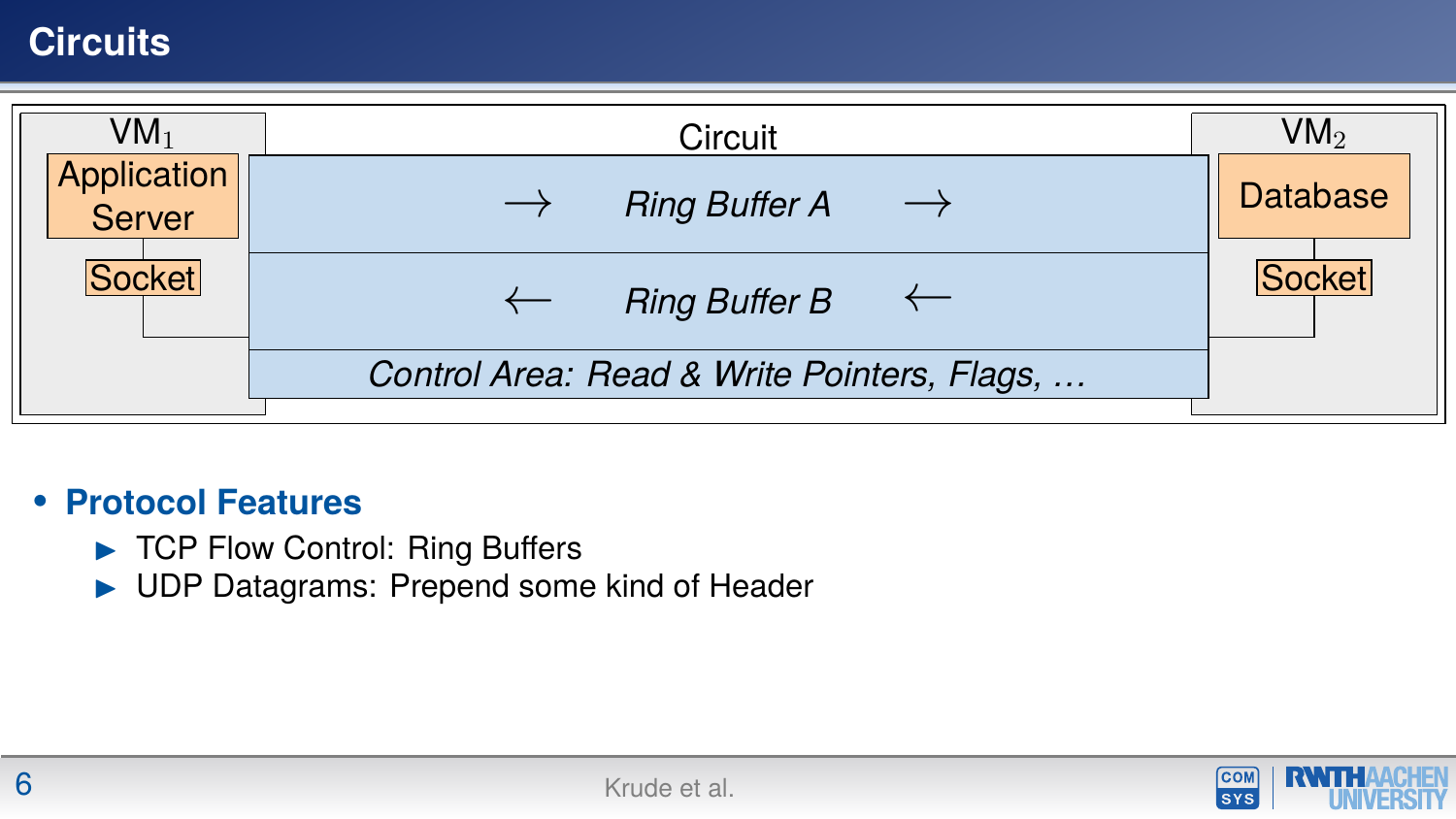# Circuits

VM$_1$

Application Server

Socket

Circuit

→ *Ring Buffer A* →

← *Ring Buffer B* ←

*Control Area: Read & Write Pointers, Flags, …*

VM$_2$

Database

Socket

- **Protocol Features**
  - TCP Flow Control: Ring Buffers
  - UDP Datagrams: Prepend some kind of Header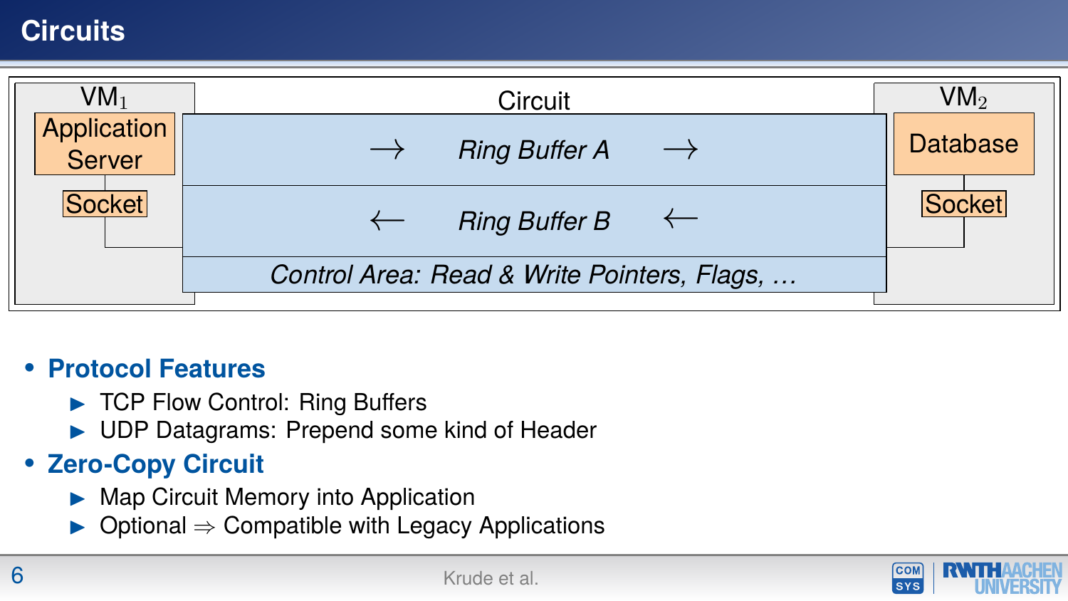# Circuits

VM$_1$

Application Server

Socket

Circuit

→ *Ring Buffer A* →

← *Ring Buffer B* ←

*Control Area: Read & Write Pointers, Flags, …*

VM$_2$

Database

Socket

- **Protocol Features**
  - TCP Flow Control: Ring Buffers
  - UDP Datagrams: Prepend some kind of Header
- **Zero-Copy Circuit**
  - Map Circuit Memory into Application
  - Optional ⇒ Compatible with Legacy Applications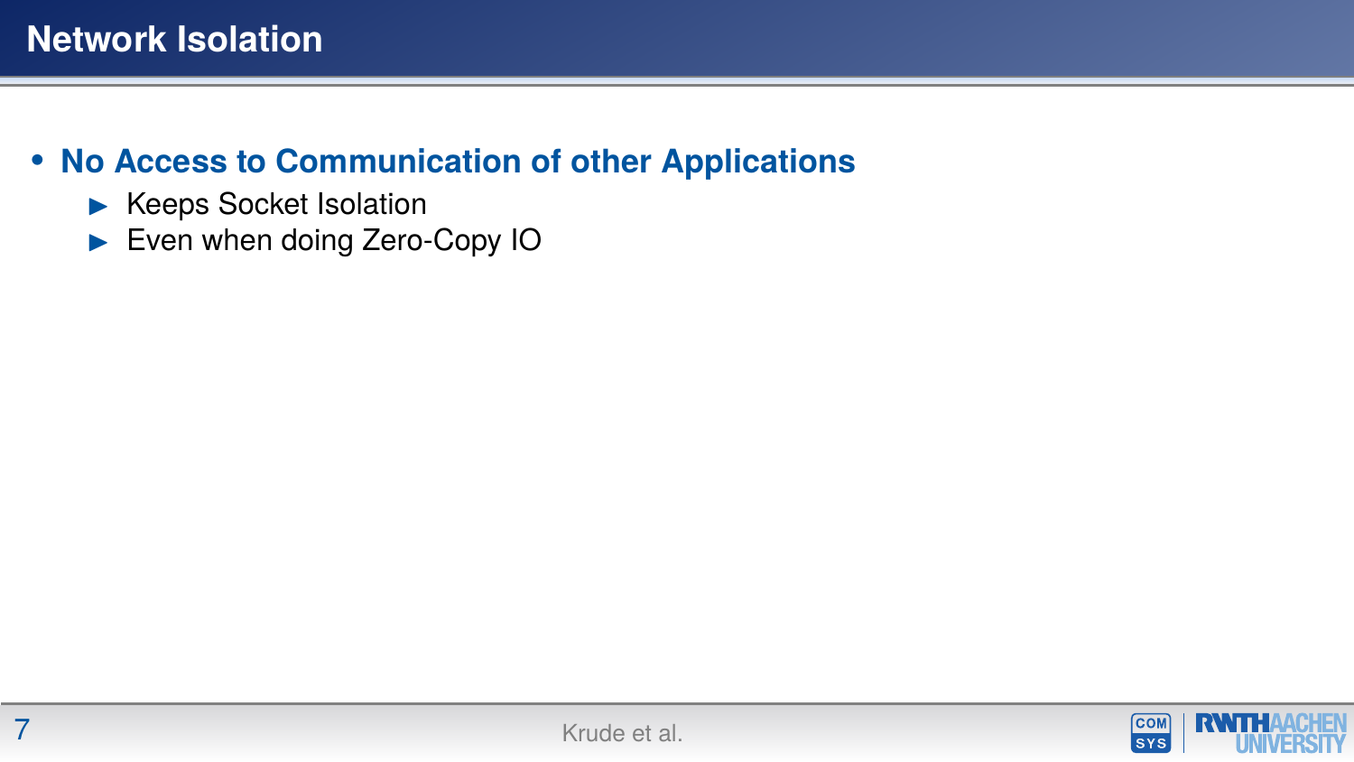# Network Isolation

- **No Access to Communication of other Applications**
  - Keeps Socket Isolation
  - Even when doing Zero-Copy IO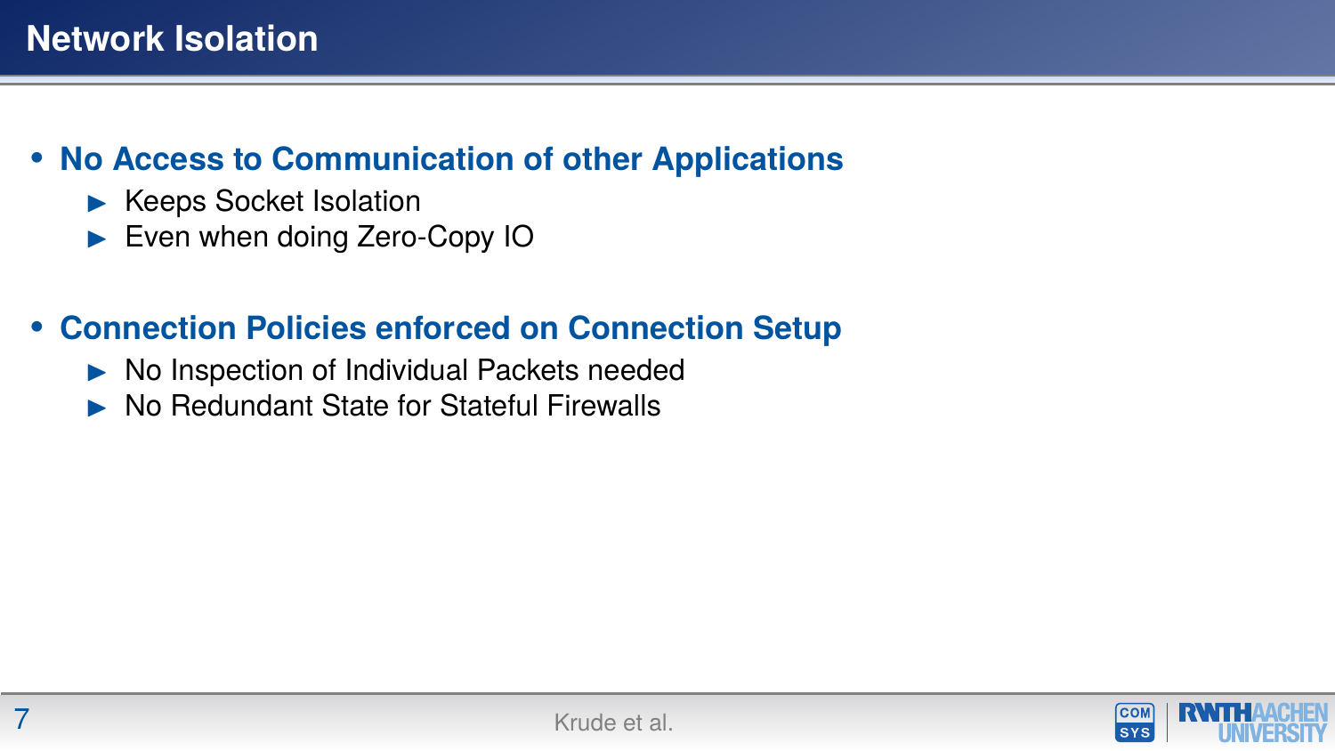# Network Isolation

- **No Access to Communication of other Applications**
  - Keeps Socket Isolation
  - Even when doing Zero-Copy IO

- **Connection Policies enforced on Connection Setup**
  - No Inspection of Individual Packets needed
  - No Redundant State for Stateful Firewalls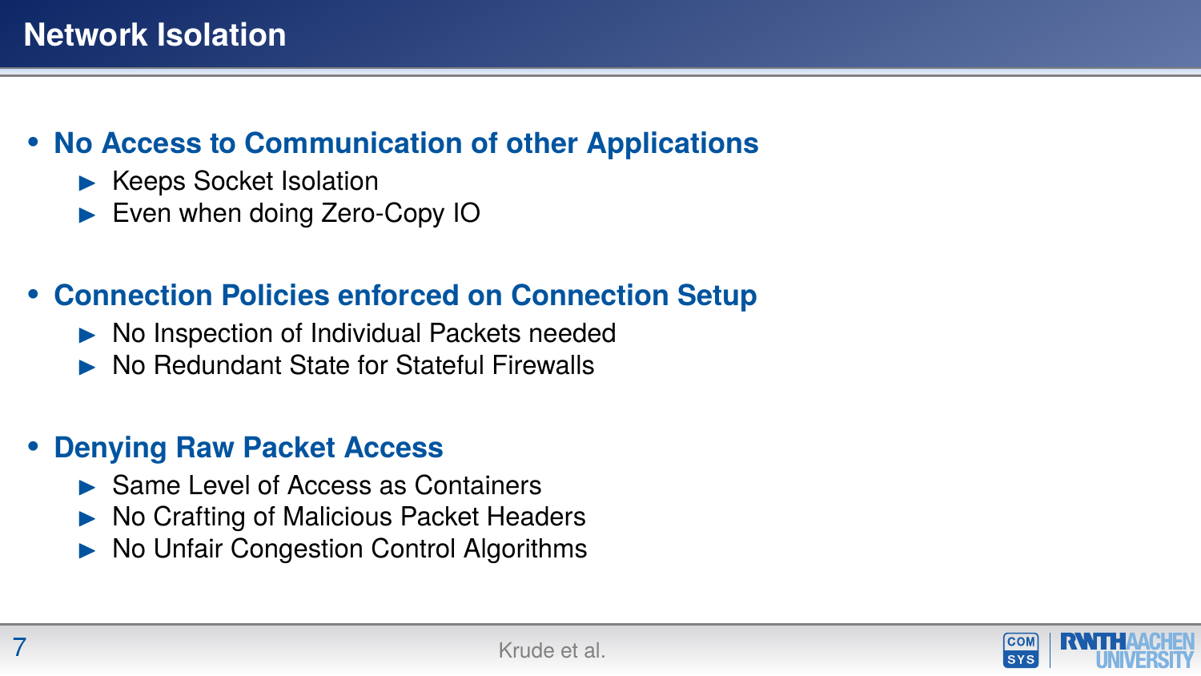# Network Isolation

- **No Access to Communication of other Applications**
  - Keeps Socket Isolation
  - Even when doing Zero-Copy IO
- **Connection Policies enforced on Connection Setup**
  - No Inspection of Individual Packets needed
  - No Redundant State for Stateful Firewalls
- **Denying Raw Packet Access**
  - Same Level of Access as Containers
  - No Crafting of Malicious Packet Headers
  - No Unfair Congestion Control Algorithms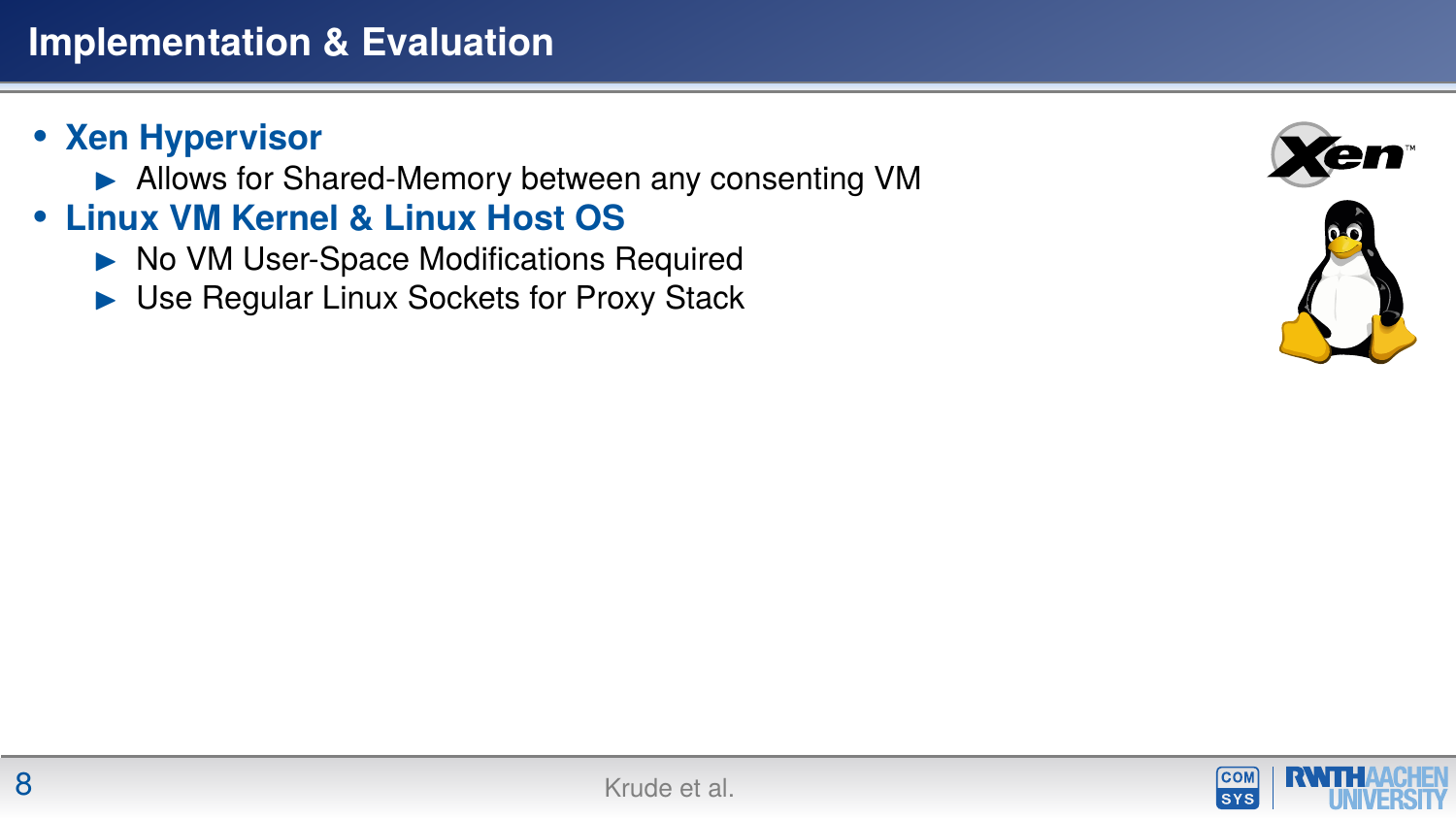# Implementation & Evaluation

- **Xen Hypervisor**
  - Allows for Shared-Memory between any consenting VM
- **Linux VM Kernel & Linux Host OS**
  - No VM User-Space Modifications Required
  - Use Regular Linux Sockets for Proxy Stack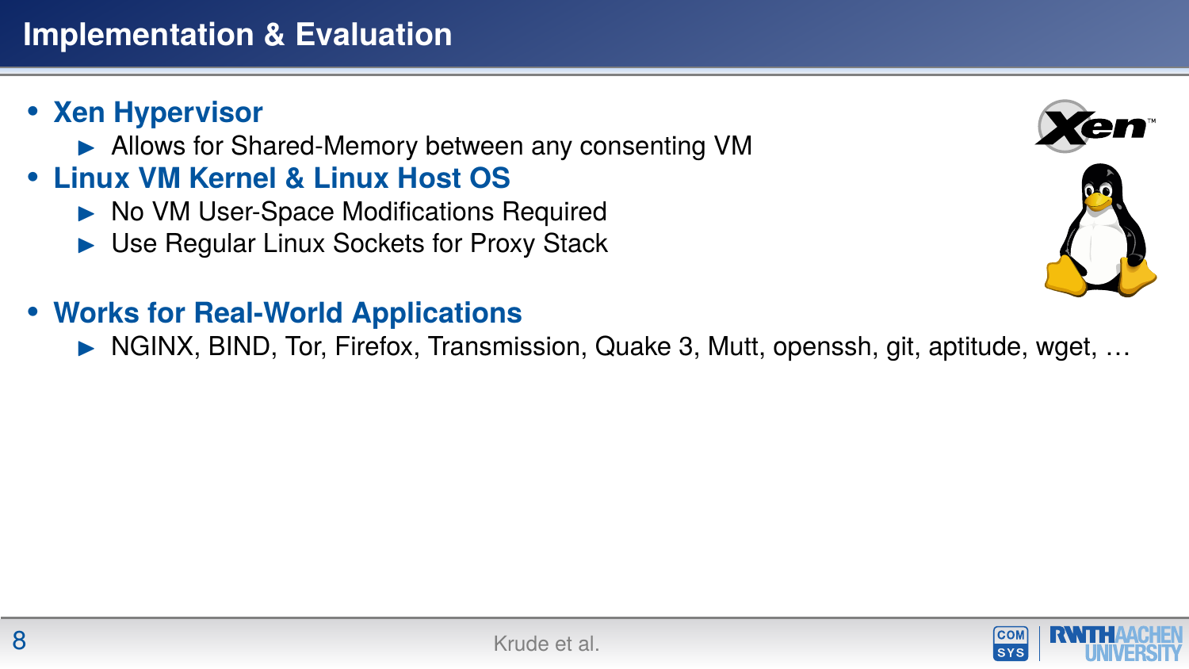# Implementation & Evaluation

- **Xen Hypervisor**
  - Allows for Shared-Memory between any consenting VM
- **Linux VM Kernel & Linux Host OS**
  - No VM User-Space Modifications Required
  - Use Regular Linux Sockets for Proxy Stack
- **Works for Real-World Applications**
  - NGINX, BIND, Tor, Firefox, Transmission, Quake 3, Mutt, openssh, git, aptitude, wget, …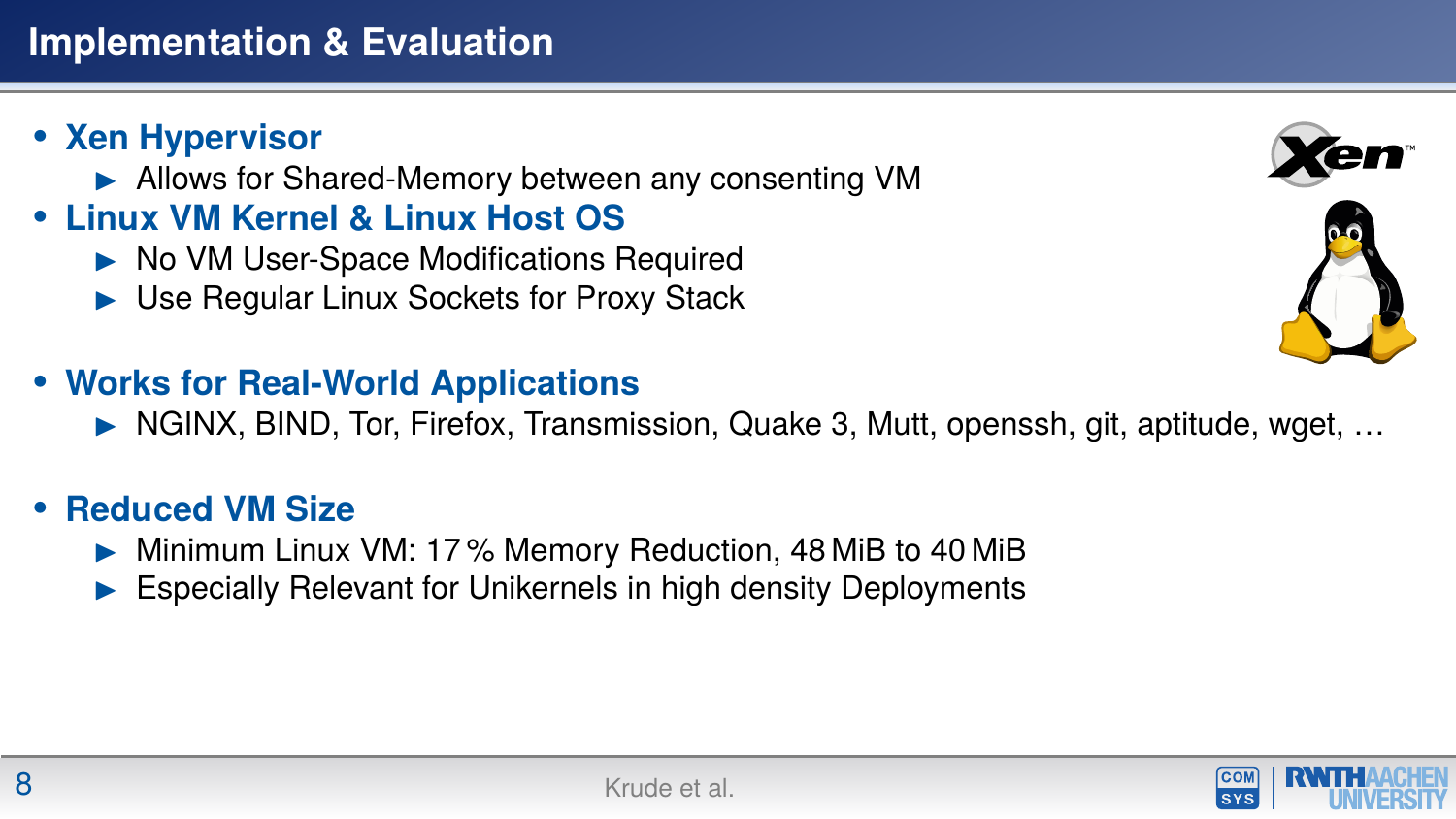# Implementation & Evaluation

- **Xen Hypervisor**
  - Allows for Shared-Memory between any consenting VM
- **Linux VM Kernel & Linux Host OS**
  - No VM User-Space Modifications Required
  - Use Regular Linux Sockets for Proxy Stack
- **Works for Real-World Applications**
  - NGINX, BIND, Tor, Firefox, Transmission, Quake 3, Mutt, openssh, git, aptitude, wget, …
- **Reduced VM Size**
  - Minimum Linux VM: 17 % Memory Reduction, 48 MiB to 40 MiB
  - Especially Relevant for Unikernels in high density Deployments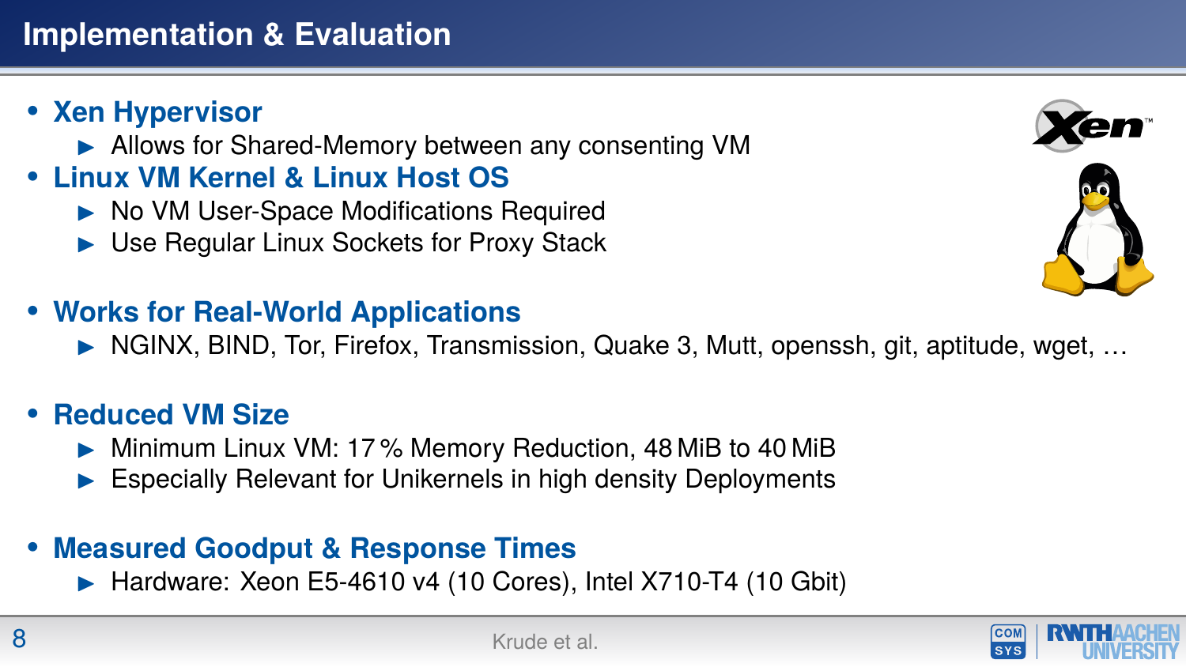# Implementation & Evaluation

- **Xen Hypervisor**
  - Allows for Shared-Memory between any consenting VM
- **Linux VM Kernel & Linux Host OS**
  - No VM User-Space Modifications Required
  - Use Regular Linux Sockets for Proxy Stack
- **Works for Real-World Applications**
  - NGINX, BIND, Tor, Firefox, Transmission, Quake 3, Mutt, openssh, git, aptitude, wget, …
- **Reduced VM Size**
  - Minimum Linux VM: 17 % Memory Reduction, 48 MiB to 40 MiB
  - Especially Relevant for Unikernels in high density Deployments
- **Measured Goodput & Response Times**
  - Hardware: Xeon E5-4610 v4 (10 Cores), Intel X710-T4 (10 Gbit)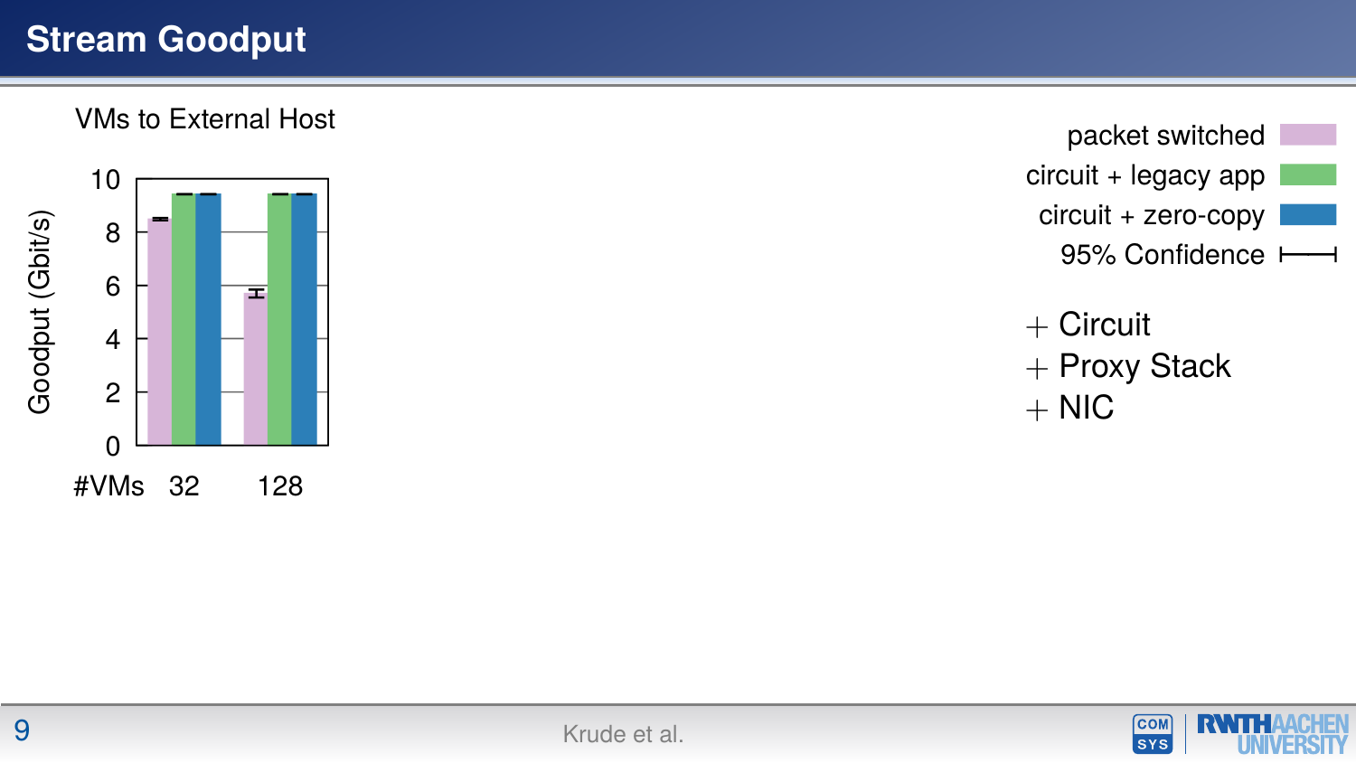# Stream Goodput

VMs to External Host

Goodput (Gbit/s)

| #VMs | packet switched | circuit + legacy app | circuit + zero-copy |
| --- | --- | --- | --- |
| 32 | ~8.5 | ~9.4 | ~9.4 |
| 128 | ~5.7 | ~9.4 | ~9.4 |

packet switched
circuit + legacy app
circuit + zero-copy
95% Confidence

+ Circuit
+ Proxy Stack
+ NIC

Krude et al.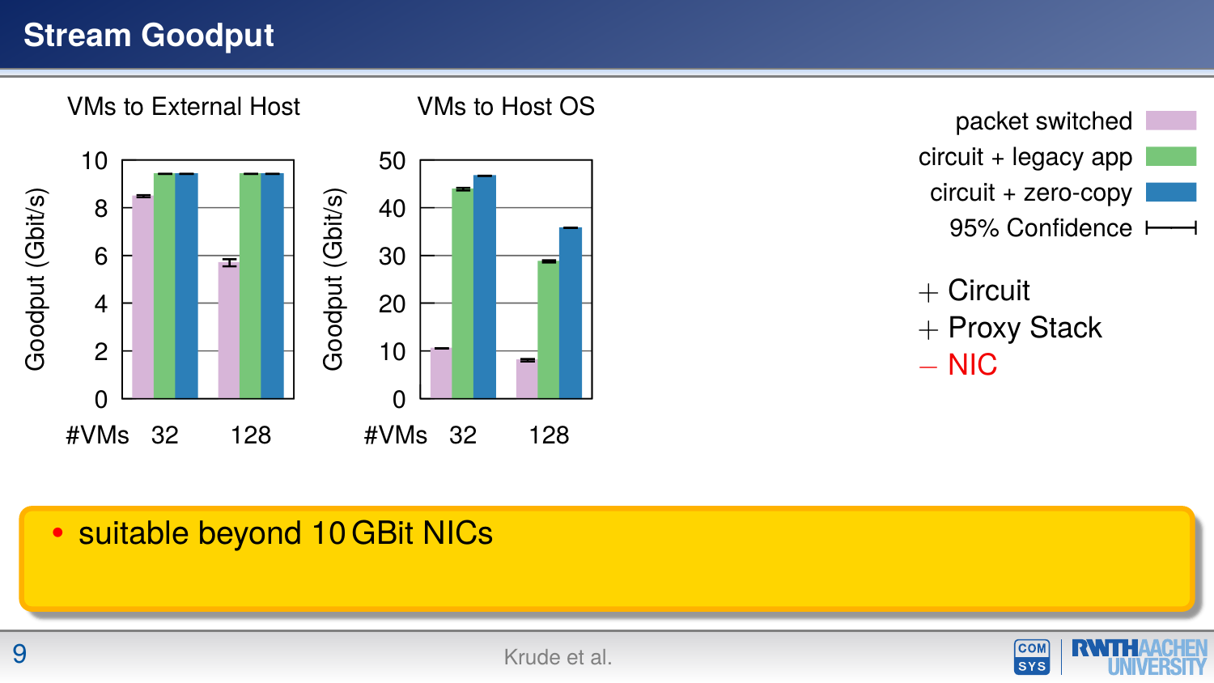# Stream Goodput

VMs to External Host

VMs to Host OS

packet switched
circuit + legacy app
circuit + zero-copy
95% Confidence

+ Circuit
+ Proxy Stack
– NIC

- suitable beyond 10 GBit NICs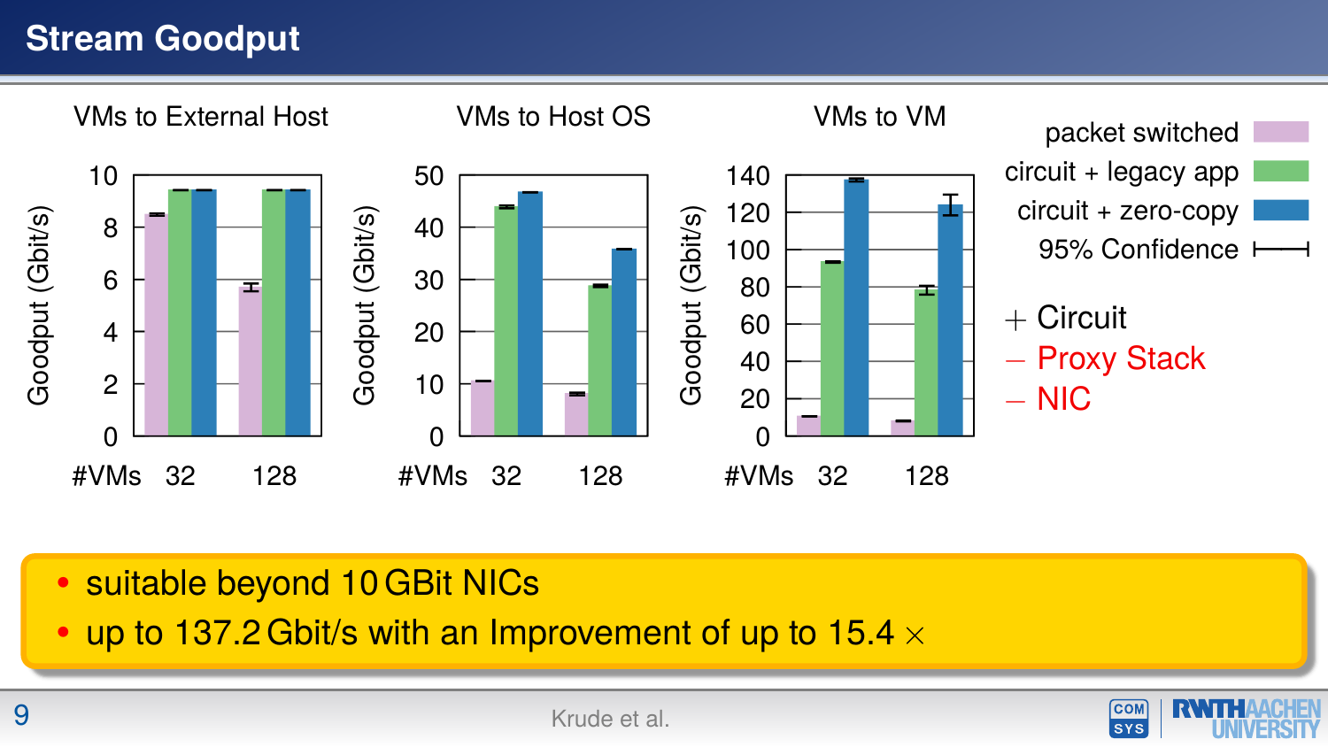# Stream Goodput

VMs to External Host

VMs to Host OS

VMs to VM

packet switched

circuit + legacy app

circuit + zero-copy

95% Confidence

+ Circuit

– Proxy Stack

– NIC

- suitable beyond 10 GBit NICs
- up to 137.2 Gbit/s with an Improvement of up to 15.4 ×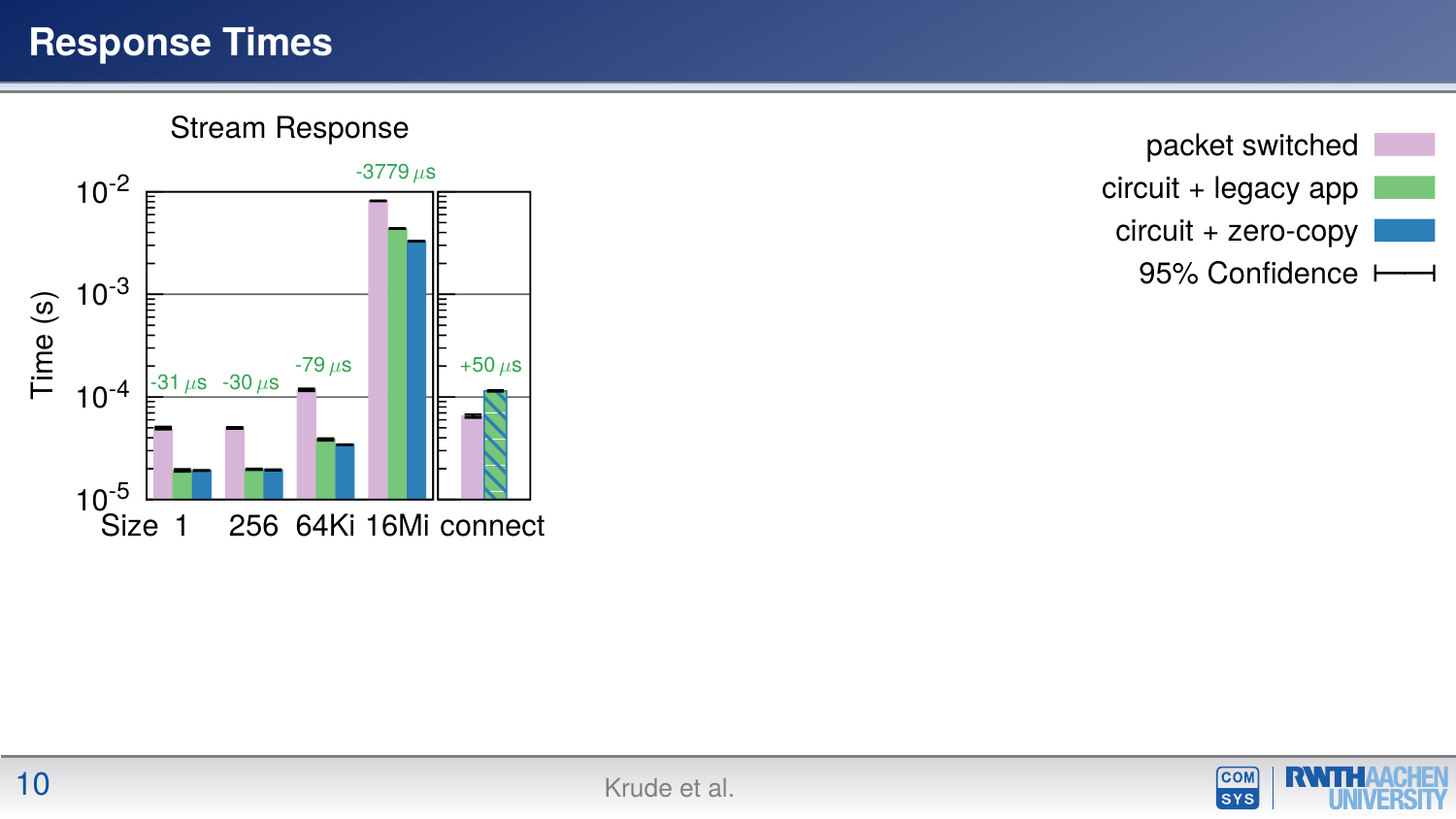# Response Times

Stream Response

| Size | 1 | 256 | 64Ki | 16Mi | connect |
|---|---|---|---|---|---|
| Difference | -31 µs | -30 µs | -79 µs | -3779 µs | +50 µs |

Time (s): $10^{-5}$, $10^{-4}$, $10^{-3}$, $10^{-2}$

- packet switched
- circuit + legacy app
- circuit + zero-copy
- 95% Confidence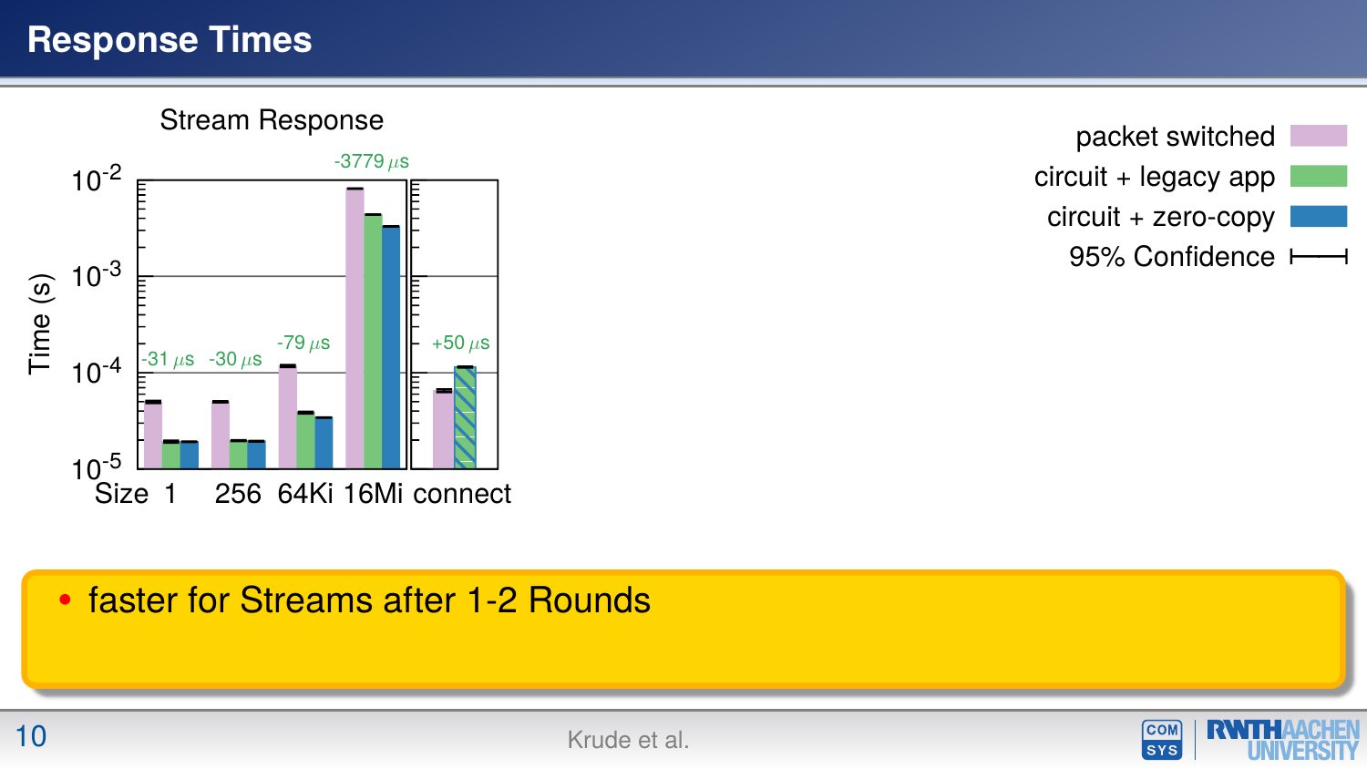# Response Times

Stream Response

| | packet switched | circuit + legacy app | circuit + zero-copy |
|---|---|---|---|
| Size 1 | | -31 µs | |
| 256 | | -30 µs | |
| 64Ki | | -79 µs | |
| 16Mi | | -3779 µs | |
| connect | | +50 µs | |

Time (s): $10^{-5}$, $10^{-4}$, $10^{-3}$, $10^{-2}$

95% Confidence

- faster for Streams after 1-2 Rounds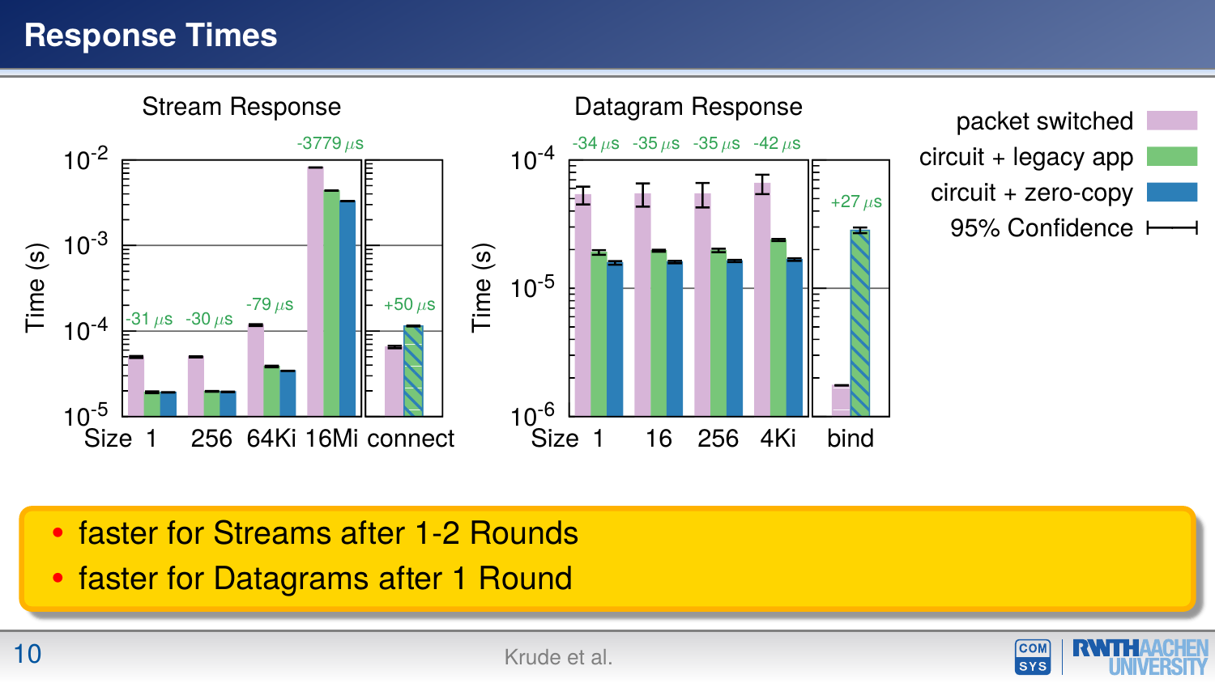# Response Times

**Stream Response**

Time (s)

Size: 1, 256, 64Ki, 16Mi, connect

-31 µs, -30 µs, -79 µs, -3779 µs, +50 µs

**Datagram Response**

Time (s)

Size: 1, 16, 256, 4Ki, bind

-34 µs, -35 µs, -35 µs, -42 µs, +27 µs

- packet switched
- circuit + legacy app
- circuit + zero-copy
- 95% Confidence

- faster for Streams after 1-2 Rounds
- faster for Datagrams after 1 Round

Krude et al.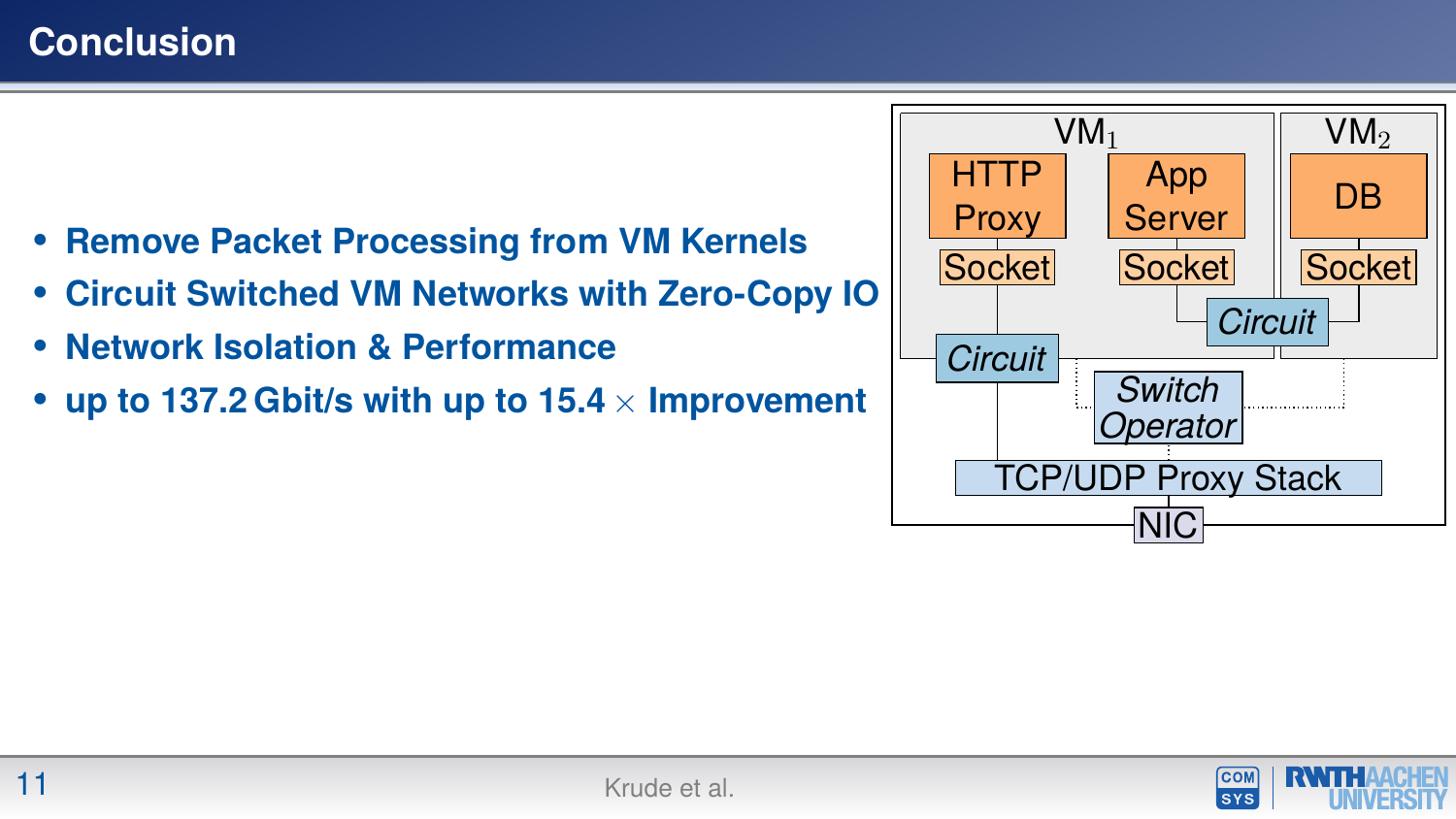# Conclusion

- **Remove Packet Processing from VM Kernels**
- **Circuit Switched VM Networks with Zero-Copy IO**
- **Network Isolation & Performance**
- **up to 137.2 Gbit/s with up to 15.4 $\times$ Improvement**

$VM_1$

HTTP Proxy

App Server

Socket

Socket

*Circuit*

*Circuit*

$VM_2$

DB

Socket

*Switch Operator*

TCP/UDP Proxy Stack

NIC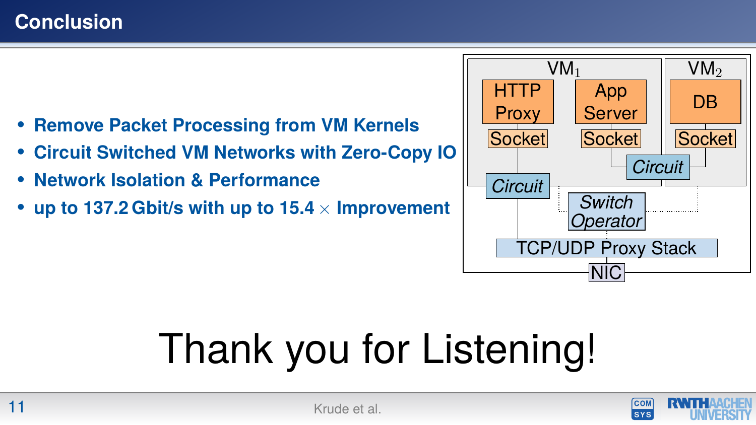# Conclusion

- **Remove Packet Processing from VM Kernels**
- **Circuit Switched VM Networks with Zero-Copy IO**
- **Network Isolation & Performance**
- **up to 137.2 Gbit/s with up to 15.4 $\times$ Improvement**

$VM_1$ — HTTP Proxy, App Server, Socket, Socket, Circuit

$VM_2$ — DB, Socket

Circuit, Switch Operator, TCP/UDP Proxy Stack, NIC

Thank you for Listening!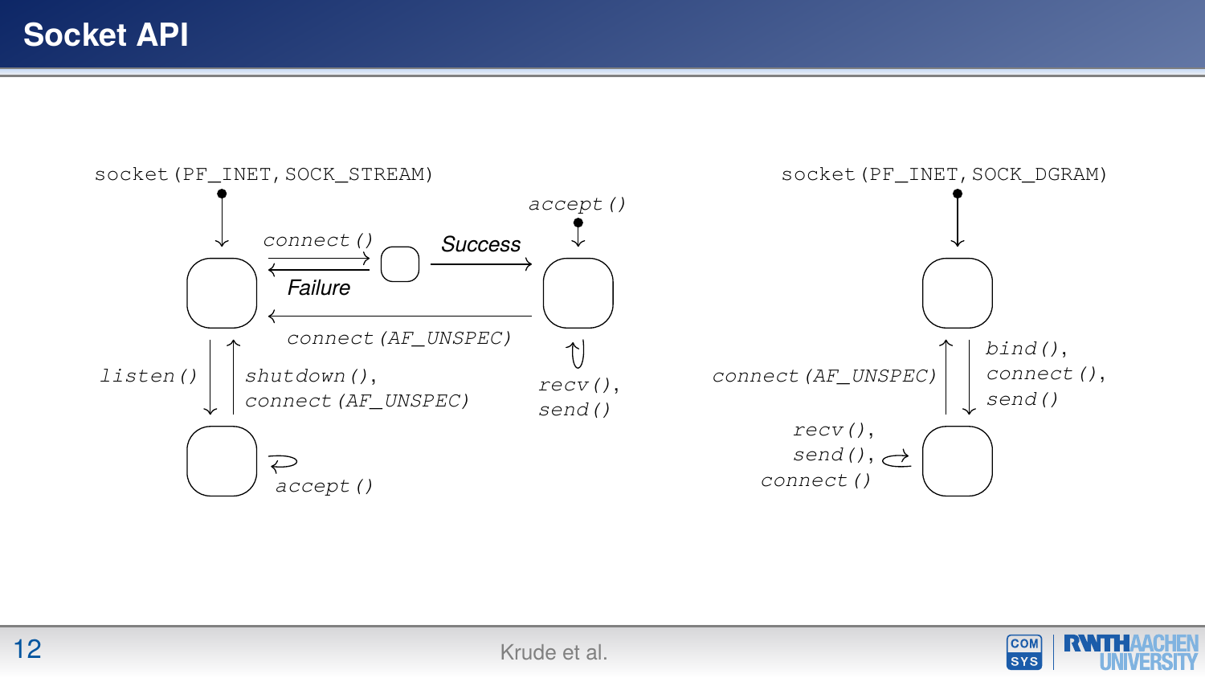# Socket API

socket(PF_INET,SOCK_STREAM)

connect()

Success

Failure

accept()

connect(AF_UNSPEC)

listen()

shutdown(),
connect(AF_UNSPEC)

recv(),
send()

accept()

socket(PF_INET,SOCK_DGRAM)

connect(AF_UNSPEC)

bind(),
connect(),
send()

recv(),
send(),
connect()